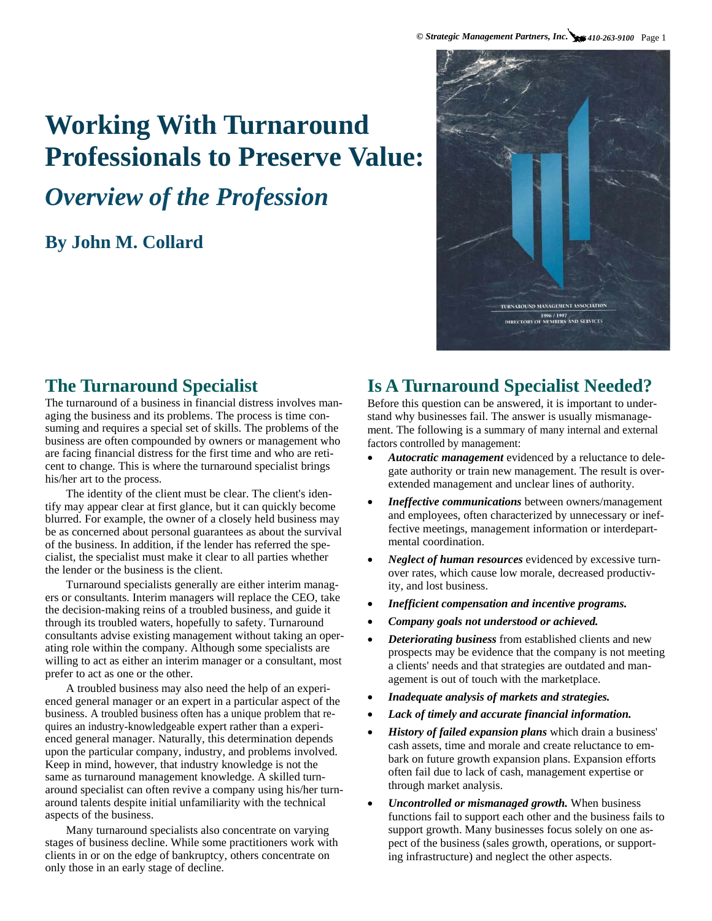# Working With Turnaround Professionals to Preserve Value:

## *Overview of the Profession*

### By John M. Collard

## The Turnaround Specialist

The turnaround of a business in financial distress involves managing the business and its problems. The process is time consuming and requires a special set of skills. The problems of the business are often compounded by owners or management who are facing financial distress for the first time and who are reticent to change. This is where the turnaround specialist brings his/her art to the process.

The identity of the client must be clear. The client's identify may appear clear at first glance, but it can quickly become blurred. For example, the owner of a closely held business may be as concerned about personal guarantees as about the survival of the business. In addition, if the lender has referred the specialist, the specialist must make it clear to all parties whether the lender or the business is the client.

Turnaround specialists generally are either interim managers or consultants. Interim managers will replace the CEO, take the decision-making reins of a troubled business, and guide it through its troubled waters, hopefully to safety. Turnaround consultants advise existing management without taking an operating role within the company. Although some specialists are willing to act as either an interim manager or a consultant, most prefer to act as one or the other.

A troubled business may also need the help of an experienced general manager or an expert in a particular aspect of the business. A troubled business often has a unique problem that requires an industry-knowledgeable expert rather than a experienced general manager. Naturally, this determination depends upon the particular company, industry, and problems involved. Keep in mind, however, that industry knowledge is not the same as turnaround management knowledge. A skilled turnaround specialist can often revive a company using his/her turnaround talents despite initial unfamiliarity with the technical aspects of the business.

Many turnaround specialists also concentrate on varying stages of business decline. While some practitioners work with clients in or on the edge of bankruptcy, others concentrate on only those in an early stage of decline.

## Is A Turnaround Specialist Needed?

Before this question can be answered, it is important to understand why businesses fail. The answer is usually mismanagement. The following is a summary of many internal and external factors controlled by management:

- ***Autocratic management*** evidenced by a reluctance to delegate authority or train new management. The result is overextended management and unclear lines of authority.
- ***Ineffective communications*** between owners/management and employees, often characterized by unnecessary or ineffective meetings, management information or interdepartmental coordination.
- ***Neglect of human resources*** evidenced by excessive turnover rates, which cause low morale, decreased productivity, and lost business.
- ***Inefficient compensation and incentive programs.***
- ***Company goals not understood or achieved.***
- ***Deteriorating business*** from established clients and new prospects may be evidence that the company is not meeting a clients' needs and that strategies are outdated and management is out of touch with the marketplace.
- ***Inadequate analysis of markets and strategies.***
- ***Lack of timely and accurate financial information.***
- ***History of failed expansion plans*** which drain a business' cash assets, time and morale and create reluctance to embark on future growth expansion plans. Expansion efforts often fail due to lack of cash, management expertise or through market analysis.
- ***Uncontrolled or mismanaged growth.*** When business functions fail to support each other and the business fails to support growth. Many businesses focus solely on one aspect of the business (sales growth, operations, or supporting infrastructure) and neglect the other aspects.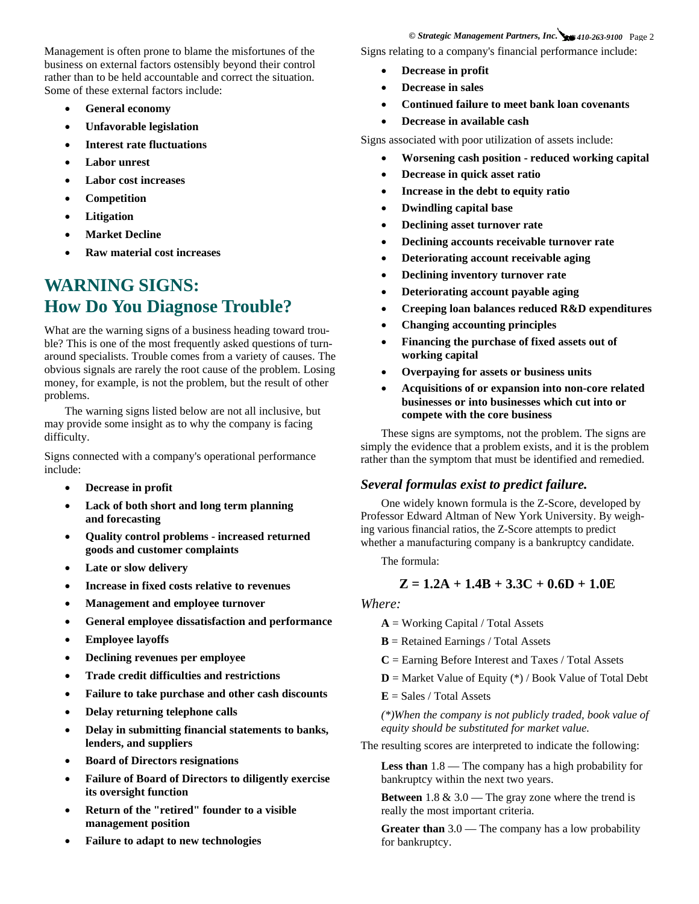Management is often prone to blame the misfortunes of the business on external factors ostensibly beyond their control rather than to be held accountable and correct the situation. Some of these external factors include:

- **General economy**
- **Unfavorable legislation**
- **Interest rate fluctuations**
- **Labor unrest**
- **Labor cost increases**
- **Competition**
- **Litigation**
- **Market Decline**
- **Raw material cost increases**

## WARNING SIGNS: How Do You Diagnose Trouble?

What are the warning signs of a business heading toward trouble? This is one of the most frequently asked questions of turnaround specialists. Trouble comes from a variety of causes. The obvious signals are rarely the root cause of the problem. Losing money, for example, is not the problem, but the result of other problems.

The warning signs listed below are not all inclusive, but may provide some insight as to why the company is facing difficulty.

Signs connected with a company's operational performance include:

- **Decrease in profit**
- **Lack of both short and long term planning and forecasting**
- **Quality control problems - increased returned goods and customer complaints**
- **Late or slow delivery**
- **Increase in fixed costs relative to revenues**
- **Management and employee turnover**
- **General employee dissatisfaction and performance**
- **Employee layoffs**
- **Declining revenues per employee**
- **Trade credit difficulties and restrictions**
- **Failure to take purchase and other cash discounts**
- **Delay returning telephone calls**
- **Delay in submitting financial statements to banks, lenders, and suppliers**
- **Board of Directors resignations**
- **Failure of Board of Directors to diligently exercise its oversight function**
- **Return of the "retired" founder to a visible management position**
- **Failure to adapt to new technologies**

Signs relating to a company's financial performance include:

- **Decrease in profit**
- **Decrease in sales**
- **Continued failure to meet bank loan covenants**
- **Decrease in available cash**

Signs associated with poor utilization of assets include:

- **Worsening cash position - reduced working capital**
- **Decrease in quick asset ratio**
- **Increase in the debt to equity ratio**
- **Dwindling capital base**
- **Declining asset turnover rate**
- **Declining accounts receivable turnover rate**
- **Deteriorating account receivable aging**
- **Declining inventory turnover rate**
- **Deteriorating account payable aging**
- **Creeping loan balances reduced R&D expenditures**
- **Changing accounting principles**
- **Financing the purchase of fixed assets out of working capital**
- **Overpaying for assets or business units**
- **Acquisitions of or expansion into non-core related businesses or into businesses which cut into or compete with the core business**

These signs are symptoms, not the problem. The signs are simply the evidence that a problem exists, and it is the problem rather than the symptom that must be identified and remedied.

### *Several formulas exist to predict failure.*

One widely known formula is the Z-Score, developed by Professor Edward Altman of New York University. By weighing various financial ratios, the Z-Score attempts to predict whether a manufacturing company is a bankruptcy candidate.

The formula:

$$Z = 1.2A + 1.4B + 3.3C + 0.6D + 1.0E$$

*Where:*

**A** = Working Capital / Total Assets

**B** = Retained Earnings / Total Assets

**C** = Earning Before Interest and Taxes / Total Assets

**D** = Market Value of Equity (*) / Book Value of Total Debt

**E** = Sales / Total Assets

*(*)When the company is not publicly traded, book value of equity should be substituted for market value.*

The resulting scores are interpreted to indicate the following:

**Less than** 1.8 — The company has a high probability for bankruptcy within the next two years.

**Between** 1.8 & 3.0 — The gray zone where the trend is really the most important criteria.

**Greater than** 3.0 — The company has a low probability for bankruptcy.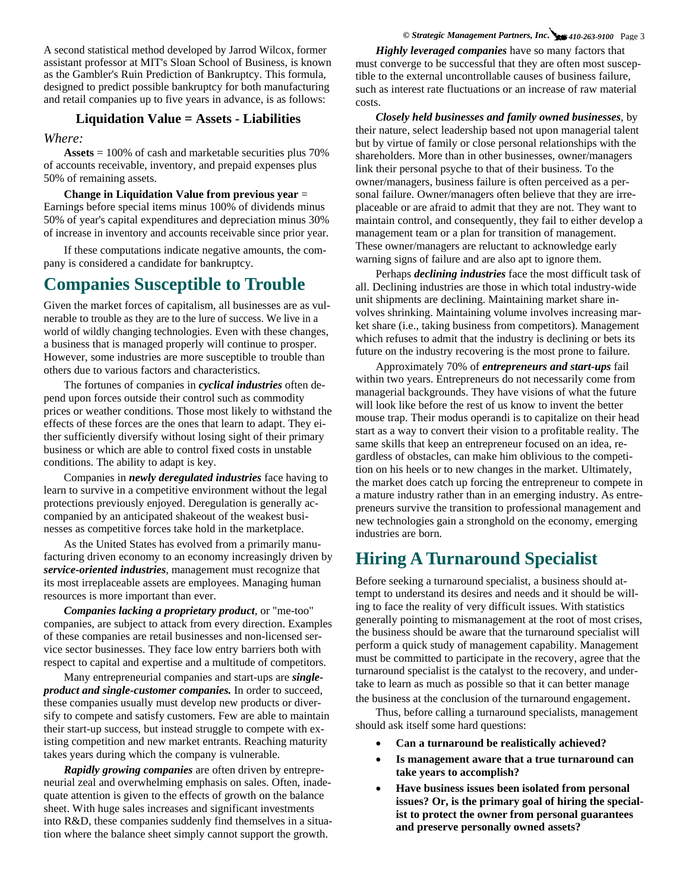A second statistical method developed by Jarrod Wilcox, former assistant professor at MIT's Sloan School of Business, is known as the Gambler's Ruin Prediction of Bankruptcy. This formula, designed to predict possible bankruptcy for both manufacturing and retail companies up to five years in advance, is as follows:

**Liquidation Value = Assets - Liabilities**

*Where:*

**Assets** = 100% of cash and marketable securities plus 70% of accounts receivable, inventory, and prepaid expenses plus 50% of remaining assets.

**Change in Liquidation Value from previous year** = Earnings before special items minus 100% of dividends minus 50% of year's capital expenditures and depreciation minus 30% of increase in inventory and accounts receivable since prior year.

If these computations indicate negative amounts, the company is considered a candidate for bankruptcy.

# Companies Susceptible to Trouble

Given the market forces of capitalism, all businesses are as vulnerable to trouble as they are to the lure of success. We live in a world of wildly changing technologies. Even with these changes, a business that is managed properly will continue to prosper. However, some industries are more susceptible to trouble than others due to various factors and characteristics.

The fortunes of companies in ***cyclical industries*** often depend upon forces outside their control such as commodity prices or weather conditions. Those most likely to withstand the effects of these forces are the ones that learn to adapt. They either sufficiently diversify without losing sight of their primary business or which are able to control fixed costs in unstable conditions. The ability to adapt is key.

Companies in ***newly deregulated industries*** face having to learn to survive in a competitive environment without the legal protections previously enjoyed. Deregulation is generally accompanied by an anticipated shakeout of the weakest businesses as competitive forces take hold in the marketplace.

As the United States has evolved from a primarily manufacturing driven economy to an economy increasingly driven by ***service-oriented industries***, management must recognize that its most irreplaceable assets are employees. Managing human resources is more important than ever.

***Companies lacking a proprietary product***, or "me-too" companies, are subject to attack from every direction. Examples of these companies are retail businesses and non-licensed service sector businesses. They face low entry barriers both with respect to capital and expertise and a multitude of competitors.

Many entrepreneurial companies and start-ups are ***single-product and single-customer companies.*** In order to succeed, these companies usually must develop new products or diversify to compete and satisfy customers. Few are able to maintain their start-up success, but instead struggle to compete with existing competition and new market entrants. Reaching maturity takes years during which the company is vulnerable.

***Rapidly growing companies*** are often driven by entrepreneurial zeal and overwhelming emphasis on sales. Often, inadequate attention is given to the effects of growth on the balance sheet. With huge sales increases and significant investments into R&D, these companies suddenly find themselves in a situation where the balance sheet simply cannot support the growth.

***Highly leveraged companies*** have so many factors that must converge to be successful that they are often most susceptible to the external uncontrollable causes of business failure, such as interest rate fluctuations or an increase of raw material costs.

***Closely held businesses and family owned businesses***, by their nature, select leadership based not upon managerial talent but by virtue of family or close personal relationships with the shareholders. More than in other businesses, owner/managers link their personal psyche to that of their business. To the owner/managers, business failure is often perceived as a personal failure. Owner/managers often believe that they are irreplaceable or are afraid to admit that they are not. They want to maintain control, and consequently, they fail to either develop a management team or a plan for transition of management. These owner/managers are reluctant to acknowledge early warning signs of failure and are also apt to ignore them.

Perhaps ***declining industries*** face the most difficult task of all. Declining industries are those in which total industry-wide unit shipments are declining. Maintaining market share involves shrinking. Maintaining volume involves increasing market share (i.e., taking business from competitors). Management which refuses to admit that the industry is declining or bets its future on the industry recovering is the most prone to failure.

Approximately 70% of ***entrepreneurs and start-ups*** fail within two years. Entrepreneurs do not necessarily come from managerial backgrounds. They have visions of what the future will look like before the rest of us know to invent the better mouse trap. Their modus operandi is to capitalize on their head start as a way to convert their vision to a profitable reality. The same skills that keep an entrepreneur focused on an idea, regardless of obstacles, can make him oblivious to the competition on his heels or to new changes in the market. Ultimately, the market does catch up forcing the entrepreneur to compete in a mature industry rather than in an emerging industry. As entrepreneurs survive the transition to professional management and new technologies gain a stronghold on the economy, emerging industries are born.

# Hiring A Turnaround Specialist

Before seeking a turnaround specialist, a business should attempt to understand its desires and needs and it should be willing to face the reality of very difficult issues. With statistics generally pointing to mismanagement at the root of most crises, the business should be aware that the turnaround specialist will perform a quick study of management capability. Management must be committed to participate in the recovery, agree that the turnaround specialist is the catalyst to the recovery, and undertake to learn as much as possible so that it can better manage the business at the conclusion of the turnaround engagement.

Thus, before calling a turnaround specialists, management should ask itself some hard questions:

- **Can a turnaround be realistically achieved?**
- **Is management aware that a true turnaround can take years to accomplish?**
- **Have business issues been isolated from personal issues? Or, is the primary goal of hiring the specialist to protect the owner from personal guarantees and preserve personally owned assets?**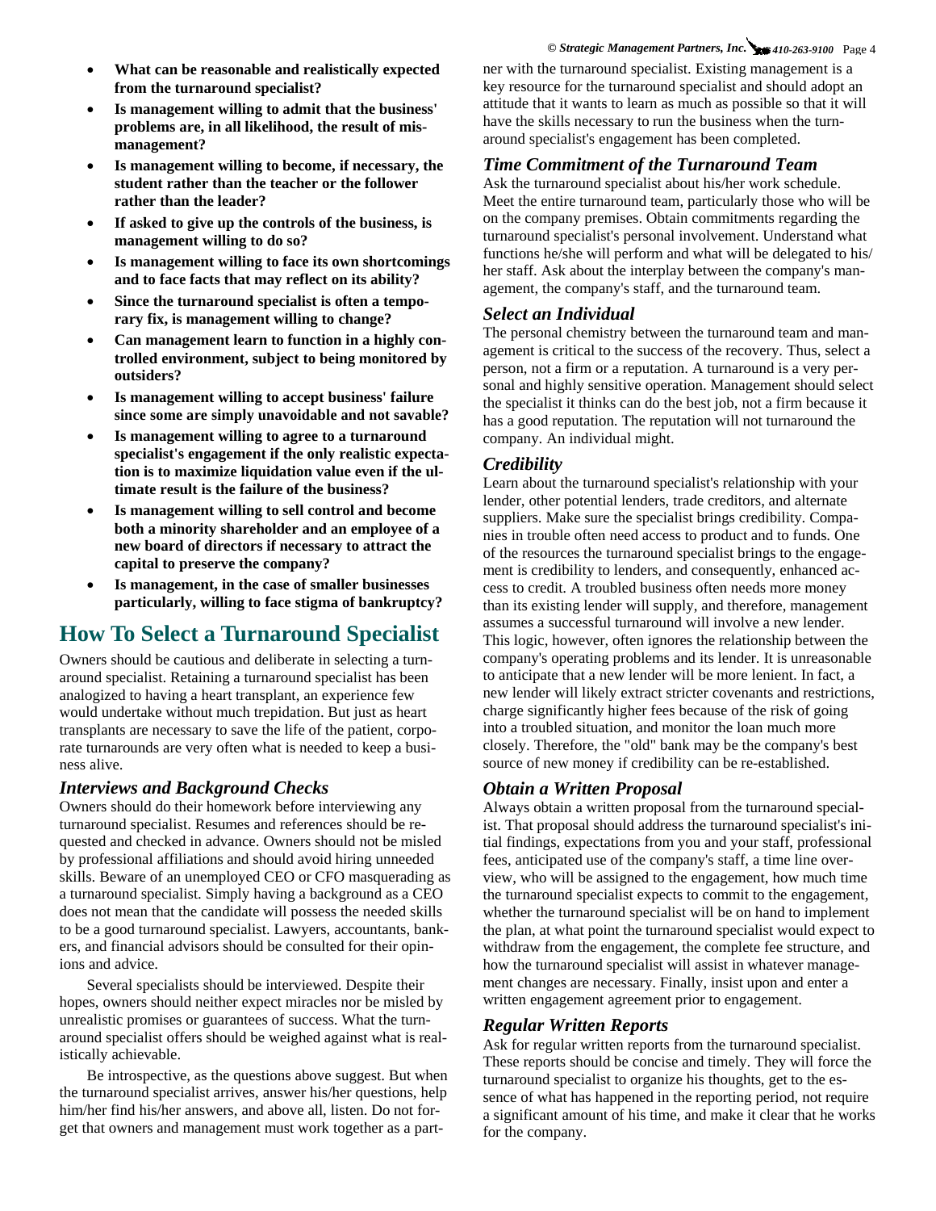- **What can be reasonable and realistically expected from the turnaround specialist?**
- **Is management willing to admit that the business' problems are, in all likelihood, the result of mismanagement?**
- **Is management willing to become, if necessary, the student rather than the teacher or the follower rather than the leader?**
- **If asked to give up the controls of the business, is management willing to do so?**
- **Is management willing to face its own shortcomings and to face facts that may reflect on its ability?**
- **Since the turnaround specialist is often a temporary fix, is management willing to change?**
- **Can management learn to function in a highly controlled environment, subject to being monitored by outsiders?**
- **Is management willing to accept business' failure since some are simply unavoidable and not savable?**
- **Is management willing to agree to a turnaround specialist's engagement if the only realistic expectation is to maximize liquidation value even if the ultimate result is the failure of the business?**
- **Is management willing to sell control and become both a minority shareholder and an employee of a new board of directors if necessary to attract the capital to preserve the company?**
- **Is management, in the case of smaller businesses particularly, willing to face stigma of bankruptcy?**

## How To Select a Turnaround Specialist

Owners should be cautious and deliberate in selecting a turnaround specialist. Retaining a turnaround specialist has been analogized to having a heart transplant, an experience few would undertake without much trepidation. But just as heart transplants are necessary to save the life of the patient, corporate turnarounds are very often what is needed to keep a business alive.

### *Interviews and Background Checks*

Owners should do their homework before interviewing any turnaround specialist. Resumes and references should be requested and checked in advance. Owners should not be misled by professional affiliations and should avoid hiring unneeded skills. Beware of an unemployed CEO or CFO masquerading as a turnaround specialist. Simply having a background as a CEO does not mean that the candidate will possess the needed skills to be a good turnaround specialist. Lawyers, accountants, bankers, and financial advisors should be consulted for their opinions and advice.

Several specialists should be interviewed. Despite their hopes, owners should neither expect miracles nor be misled by unrealistic promises or guarantees of success. What the turnaround specialist offers should be weighed against what is realistically achievable.

Be introspective, as the questions above suggest. But when the turnaround specialist arrives, answer his/her questions, help him/her find his/her answers, and above all, listen. Do not forget that owners and management must work together as a partner with the turnaround specialist. Existing management is a key resource for the turnaround specialist and should adopt an attitude that it wants to learn as much as possible so that it will have the skills necessary to run the business when the turnaround specialist's engagement has been completed.

### *Time Commitment of the Turnaround Team*

Ask the turnaround specialist about his/her work schedule. Meet the entire turnaround team, particularly those who will be on the company premises. Obtain commitments regarding the turnaround specialist's personal involvement. Understand what functions he/she will perform and what will be delegated to his/her staff. Ask about the interplay between the company's management, the company's staff, and the turnaround team.

### *Select an Individual*

The personal chemistry between the turnaround team and management is critical to the success of the recovery. Thus, select a person, not a firm or a reputation. A turnaround is a very personal and highly sensitive operation. Management should select the specialist it thinks can do the best job, not a firm because it has a good reputation. The reputation will not turnaround the company. An individual might.

### *Credibility*

Learn about the turnaround specialist's relationship with your lender, other potential lenders, trade creditors, and alternate suppliers. Make sure the specialist brings credibility. Companies in trouble often need access to product and to funds. One of the resources the turnaround specialist brings to the engagement is credibility to lenders, and consequently, enhanced access to credit. A troubled business often needs more money than its existing lender will supply, and therefore, management assumes a successful turnaround will involve a new lender. This logic, however, often ignores the relationship between the company's operating problems and its lender. It is unreasonable to anticipate that a new lender will be more lenient. In fact, a new lender will likely extract stricter covenants and restrictions, charge significantly higher fees because of the risk of going into a troubled situation, and monitor the loan much more closely. Therefore, the "old" bank may be the company's best source of new money if credibility can be re-established.

### *Obtain a Written Proposal*

Always obtain a written proposal from the turnaround specialist. That proposal should address the turnaround specialist's initial findings, expectations from you and your staff, professional fees, anticipated use of the company's staff, a time line overview, who will be assigned to the engagement, how much time the turnaround specialist expects to commit to the engagement, whether the turnaround specialist will be on hand to implement the plan, at what point the turnaround specialist would expect to withdraw from the engagement, the complete fee structure, and how the turnaround specialist will assist in whatever management changes are necessary. Finally, insist upon and enter a written engagement agreement prior to engagement.

### *Regular Written Reports*

Ask for regular written reports from the turnaround specialist. These reports should be concise and timely. They will force the turnaround specialist to organize his thoughts, get to the essence of what has happened in the reporting period, not require a significant amount of his time, and make it clear that he works for the company.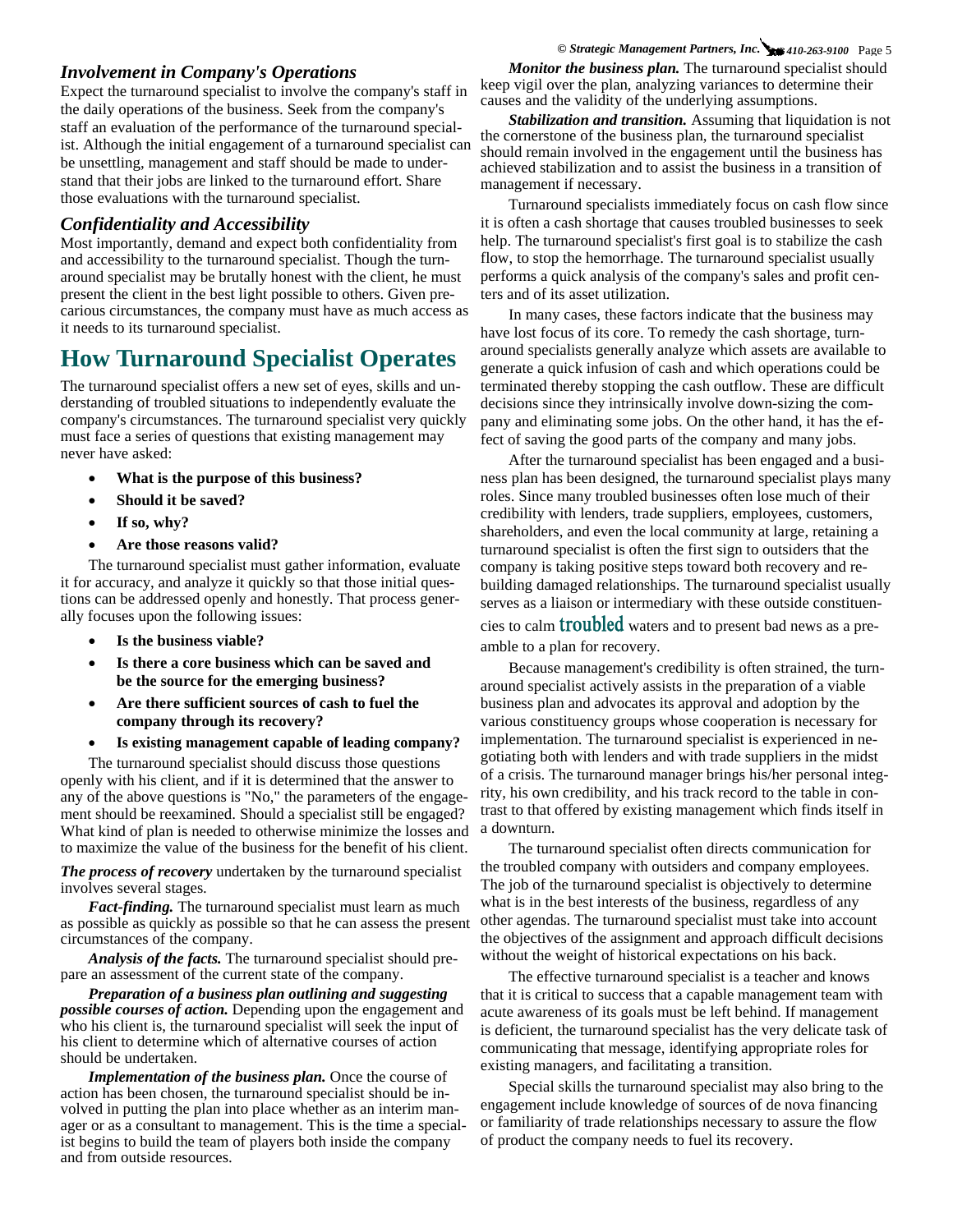### *Involvement in Company's Operations*

Expect the turnaround specialist to involve the company's staff in the daily operations of the business. Seek from the company's staff an evaluation of the performance of the turnaround specialist. Although the initial engagement of a turnaround specialist can be unsettling, management and staff should be made to understand that their jobs are linked to the turnaround effort. Share those evaluations with the turnaround specialist.

### *Confidentiality and Accessibility*

Most importantly, demand and expect both confidentiality from and accessibility to the turnaround specialist. Though the turnaround specialist may be brutally honest with the client, he must present the client in the best light possible to others. Given precarious circumstances, the company must have as much access as it needs to its turnaround specialist.

## How Turnaround Specialist Operates

The turnaround specialist offers a new set of eyes, skills and understanding of troubled situations to independently evaluate the company's circumstances. The turnaround specialist very quickly must face a series of questions that existing management may never have asked:

- **What is the purpose of this business?**
- **Should it be saved?**
- **If so, why?**
- **Are those reasons valid?**

The turnaround specialist must gather information, evaluate it for accuracy, and analyze it quickly so that those initial questions can be addressed openly and honestly. That process generally focuses upon the following issues:

- **Is the business viable?**
- **Is there a core business which can be saved and be the source for the emerging business?**
- **Are there sufficient sources of cash to fuel the company through its recovery?**
- **Is existing management capable of leading company?**

The turnaround specialist should discuss those questions openly with his client, and if it is determined that the answer to any of the above questions is "No," the parameters of the engagement should be reexamined. Should a specialist still be engaged? What kind of plan is needed to otherwise minimize the losses and to maximize the value of the business for the benefit of his client.

***The process of recovery*** undertaken by the turnaround specialist involves several stages.

***Fact-finding.*** The turnaround specialist must learn as much as possible as quickly as possible so that he can assess the present circumstances of the company.

***Analysis of the facts.*** The turnaround specialist should prepare an assessment of the current state of the company.

***Preparation of a business plan outlining and suggesting possible courses of action.*** Depending upon the engagement and who his client is, the turnaround specialist will seek the input of his client to determine which of alternative courses of action should be undertaken.

***Implementation of the business plan.*** Once the course of action has been chosen, the turnaround specialist should be involved in putting the plan into place whether as an interim manager or as a consultant to management. This is the time a specialist begins to build the team of players both inside the company and from outside resources.

***Monitor the business plan.*** The turnaround specialist should keep vigil over the plan, analyzing variances to determine their causes and the validity of the underlying assumptions.

***Stabilization and transition.*** Assuming that liquidation is not the cornerstone of the business plan, the turnaround specialist should remain involved in the engagement until the business has achieved stabilization and to assist the business in a transition of management if necessary.

Turnaround specialists immediately focus on cash flow since it is often a cash shortage that causes troubled businesses to seek help. The turnaround specialist's first goal is to stabilize the cash flow, to stop the hemorrhage. The turnaround specialist usually performs a quick analysis of the company's sales and profit centers and of its asset utilization.

In many cases, these factors indicate that the business may have lost focus of its core. To remedy the cash shortage, turnaround specialists generally analyze which assets are available to generate a quick infusion of cash and which operations could be terminated thereby stopping the cash outflow. These are difficult decisions since they intrinsically involve down-sizing the company and eliminating some jobs. On the other hand, it has the effect of saving the good parts of the company and many jobs.

After the turnaround specialist has been engaged and a business plan has been designed, the turnaround specialist plays many roles. Since many troubled businesses often lose much of their credibility with lenders, trade suppliers, employees, customers, shareholders, and even the local community at large, retaining a turnaround specialist is often the first sign to outsiders that the company is taking positive steps toward both recovery and rebuilding damaged relationships. The turnaround specialist usually serves as a liaison or intermediary with these outside constituencies to calm troubled waters and to present bad news as a preamble to a plan for recovery.

Because management's credibility is often strained, the turnaround specialist actively assists in the preparation of a viable business plan and advocates its approval and adoption by the various constituency groups whose cooperation is necessary for implementation. The turnaround specialist is experienced in negotiating both with lenders and with trade suppliers in the midst of a crisis. The turnaround manager brings his/her personal integrity, his own credibility, and his track record to the table in contrast to that offered by existing management which finds itself in a downturn.

The turnaround specialist often directs communication for the troubled company with outsiders and company employees. The job of the turnaround specialist is objectively to determine what is in the best interests of the business, regardless of any other agendas. The turnaround specialist must take into account the objectives of the assignment and approach difficult decisions without the weight of historical expectations on his back.

The effective turnaround specialist is a teacher and knows that it is critical to success that a capable management team with acute awareness of its goals must be left behind. If management is deficient, the turnaround specialist has the very delicate task of communicating that message, identifying appropriate roles for existing managers, and facilitating a transition.

Special skills the turnaround specialist may also bring to the engagement include knowledge of sources of de nova financing or familiarity of trade relationships necessary to assure the flow of product the company needs to fuel its recovery.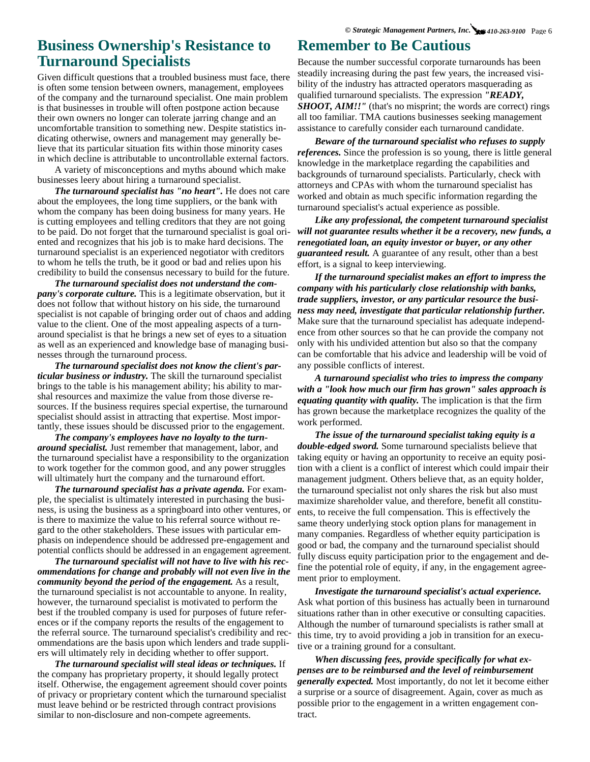## Business Ownership's Resistance to Turnaround Specialists

Given difficult questions that a troubled business must face, there is often some tension between owners, management, employees of the company and the turnaround specialist. One main problem is that businesses in trouble will often postpone action because their own owners no longer can tolerate jarring change and an uncomfortable transition to something new. Despite statistics indicating otherwise, owners and management may generally believe that its particular situation fits within those minority cases in which decline is attributable to uncontrollable external factors.

A variety of misconceptions and myths abound which make businesses leery about hiring a turnaround specialist.

***The turnaround specialist has "no heart".*** He does not care about the employees, the long time suppliers, or the bank with whom the company has been doing business for many years. He is cutting employees and telling creditors that they are not going to be paid. Do not forget that the turnaround specialist is goal oriented and recognizes that his job is to make hard decisions. The turnaround specialist is an experienced negotiator with creditors to whom he tells the truth, be it good or bad and relies upon his credibility to build the consensus necessary to build for the future.

***The turnaround specialist does not understand the company's corporate culture.*** This is a legitimate observation, but it does not follow that without history on his side, the turnaround specialist is not capable of bringing order out of chaos and adding value to the client. One of the most appealing aspects of a turnaround specialist is that he brings a new set of eyes to a situation as well as an experienced and knowledge base of managing businesses through the turnaround process.

***The turnaround specialist does not know the client's particular business or industry.*** The skill the turnaround specialist brings to the table is his management ability; his ability to marshal resources and maximize the value from those diverse resources. If the business requires special expertise, the turnaround specialist should assist in attracting that expertise. Most importantly, these issues should be discussed prior to the engagement.

***The company's employees have no loyalty to the turnaround specialist.*** Just remember that management, labor, and the turnaround specialist have a responsibility to the organization to work together for the common good, and any power struggles will ultimately hurt the company and the turnaround effort.

***The turnaround specialist has a private agenda.*** For example, the specialist is ultimately interested in purchasing the business, is using the business as a springboard into other ventures, or is there to maximize the value to his referral source without regard to the other stakeholders. These issues with particular emphasis on independence should be addressed pre-engagement and potential conflicts should be addressed in an engagement agreement.

***The turnaround specialist will not have to live with his recommendations for change and probably will not even live in the community beyond the period of the engagement.*** As a result, the turnaround specialist is not accountable to anyone. In reality, however, the turnaround specialist is motivated to perform the best if the troubled company is used for purposes of future references or if the company reports the results of the engagement to the referral source. The turnaround specialist's credibility and recommendations are the basis upon which lenders and trade suppliers will ultimately rely in deciding whether to offer support.

***The turnaround specialist will steal ideas or techniques.*** If the company has proprietary property, it should legally protect itself. Otherwise, the engagement agreement should cover points of privacy or proprietary content which the turnaround specialist must leave behind or be restricted through contract provisions similar to non-disclosure and non-compete agreements.

## Remember to Be Cautious

Because the number successful corporate turnarounds has been steadily increasing during the past few years, the increased visibility of the industry has attracted operators masquerading as qualified turnaround specialists. The expression ***"READY, SHOOT, AIM!!"*** (that's no misprint; the words are correct) rings all too familiar. TMA cautions businesses seeking management assistance to carefully consider each turnaround candidate.

***Beware of the turnaround specialist who refuses to supply references.*** Since the profession is so young, there is little general knowledge in the marketplace regarding the capabilities and backgrounds of turnaround specialists. Particularly, check with attorneys and CPAs with whom the turnaround specialist has worked and obtain as much specific information regarding the turnaround specialist's actual experience as possible.

***Like any professional, the competent turnaround specialist will not guarantee results whether it be a recovery, new funds, a renegotiated loan, an equity investor or buyer, or any other guaranteed result.*** A guarantee of any result, other than a best effort, is a signal to keep interviewing.

***If the turnaround specialist makes an effort to impress the company with his particularly close relationship with banks, trade suppliers, investor, or any particular resource the business may need, investigate that particular relationship further.*** Make sure that the turnaround specialist has adequate independence from other sources so that he can provide the company not only with his undivided attention but also so that the company can be comfortable that his advice and leadership will be void of any possible conflicts of interest.

***A turnaround specialist who tries to impress the company with a "look how much our firm has grown" sales approach is equating quantity with quality.*** The implication is that the firm has grown because the marketplace recognizes the quality of the work performed.

***The issue of the turnaround specialist taking equity is a double-edged sword.*** Some turnaround specialists believe that taking equity or having an opportunity to receive an equity position with a client is a conflict of interest which could impair their management judgment. Others believe that, as an equity holder, the turnaround specialist not only shares the risk but also must maximize shareholder value, and therefore, benefit all constituents, to receive the full compensation. This is effectively the same theory underlying stock option plans for management in many companies. Regardless of whether equity participation is good or bad, the company and the turnaround specialist should fully discuss equity participation prior to the engagement and define the potential role of equity, if any, in the engagement agreement prior to employment.

***Investigate the turnaround specialist's actual experience.*** Ask what portion of this business has actually been in turnaround situations rather than in other executive or consulting capacities. Although the number of turnaround specialists is rather small at this time, try to avoid providing a job in transition for an executive or a training ground for a consultant.

***When discussing fees, provide specifically for what expenses are to be reimbursed and the level of reimbursement generally expected.*** Most importantly, do not let it become either a surprise or a source of disagreement. Again, cover as much as possible prior to the engagement in a written engagement contract.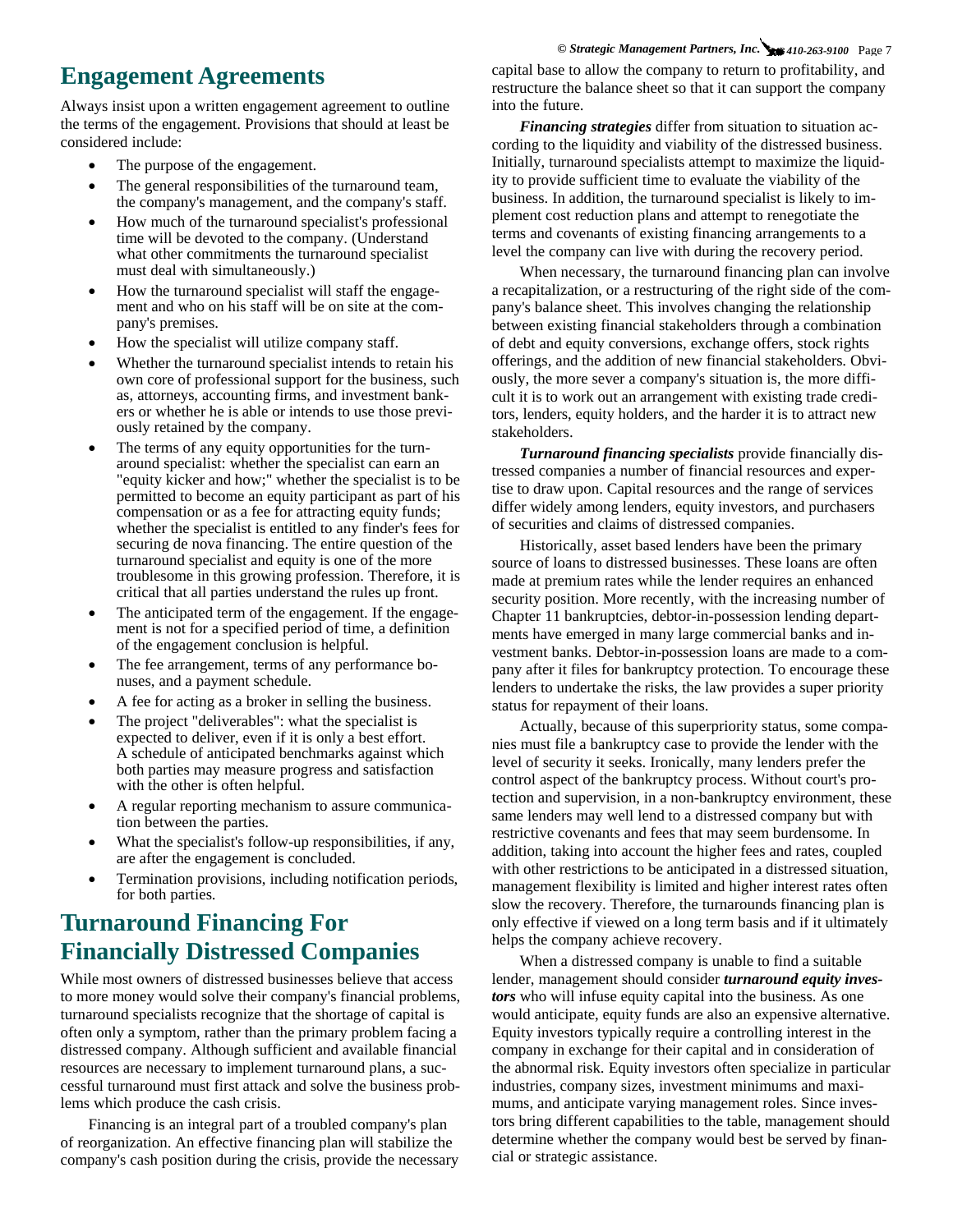## Engagement Agreements

Always insist upon a written engagement agreement to outline the terms of the engagement. Provisions that should at least be considered include:

- The purpose of the engagement.
- The general responsibilities of the turnaround team, the company's management, and the company's staff.
- How much of the turnaround specialist's professional time will be devoted to the company. (Understand what other commitments the turnaround specialist must deal with simultaneously.)
- How the turnaround specialist will staff the engagement and who on his staff will be on site at the company's premises.
- How the specialist will utilize company staff.
- Whether the turnaround specialist intends to retain his own core of professional support for the business, such as, attorneys, accounting firms, and investment bankers or whether he is able or intends to use those previously retained by the company.
- The terms of any equity opportunities for the turnaround specialist: whether the specialist can earn an "equity kicker and how;" whether the specialist is to be permitted to become an equity participant as part of his compensation or as a fee for attracting equity funds; whether the specialist is entitled to any finder's fees for securing de nova financing. The entire question of the turnaround specialist and equity is one of the more troublesome in this growing profession. Therefore, it is critical that all parties understand the rules up front.
- The anticipated term of the engagement. If the engagement is not for a specified period of time, a definition of the engagement conclusion is helpful.
- The fee arrangement, terms of any performance bonuses, and a payment schedule.
- A fee for acting as a broker in selling the business.
- The project "deliverables": what the specialist is expected to deliver, even if it is only a best effort. A schedule of anticipated benchmarks against which both parties may measure progress and satisfaction with the other is often helpful.
- A regular reporting mechanism to assure communication between the parties.
- What the specialist's follow-up responsibilities, if any, are after the engagement is concluded.
- Termination provisions, including notification periods, for both parties.

## Turnaround Financing For Financially Distressed Companies

While most owners of distressed businesses believe that access to more money would solve their company's financial problems, turnaround specialists recognize that the shortage of capital is often only a symptom, rather than the primary problem facing a distressed company. Although sufficient and available financial resources are necessary to implement turnaround plans, a successful turnaround must first attack and solve the business problems which produce the cash crisis.

Financing is an integral part of a troubled company's plan of reorganization. An effective financing plan will stabilize the company's cash position during the crisis, provide the necessary capital base to allow the company to return to profitability, and restructure the balance sheet so that it can support the company into the future.

***Financing strategies*** differ from situation to situation according to the liquidity and viability of the distressed business. Initially, turnaround specialists attempt to maximize the liquidity to provide sufficient time to evaluate the viability of the business. In addition, the turnaround specialist is likely to implement cost reduction plans and attempt to renegotiate the terms and covenants of existing financing arrangements to a level the company can live with during the recovery period.

When necessary, the turnaround financing plan can involve a recapitalization, or a restructuring of the right side of the company's balance sheet. This involves changing the relationship between existing financial stakeholders through a combination of debt and equity conversions, exchange offers, stock rights offerings, and the addition of new financial stakeholders. Obviously, the more sever a company's situation is, the more difficult it is to work out an arrangement with existing trade creditors, lenders, equity holders, and the harder it is to attract new stakeholders.

***Turnaround financing specialists*** provide financially distressed companies a number of financial resources and expertise to draw upon. Capital resources and the range of services differ widely among lenders, equity investors, and purchasers of securities and claims of distressed companies.

Historically, asset based lenders have been the primary source of loans to distressed businesses. These loans are often made at premium rates while the lender requires an enhanced security position. More recently, with the increasing number of Chapter 11 bankruptcies, debtor-in-possession lending departments have emerged in many large commercial banks and investment banks. Debtor-in-possession loans are made to a company after it files for bankruptcy protection. To encourage these lenders to undertake the risks, the law provides a super priority status for repayment of their loans.

Actually, because of this superpriority status, some companies must file a bankruptcy case to provide the lender with the level of security it seeks. Ironically, many lenders prefer the control aspect of the bankruptcy process. Without court's protection and supervision, in a non-bankruptcy environment, these same lenders may well lend to a distressed company but with restrictive covenants and fees that may seem burdensome. In addition, taking into account the higher fees and rates, coupled with other restrictions to be anticipated in a distressed situation, management flexibility is limited and higher interest rates often slow the recovery. Therefore, the turnarounds financing plan is only effective if viewed on a long term basis and if it ultimately helps the company achieve recovery.

When a distressed company is unable to find a suitable lender, management should consider ***turnaround equity investors*** who will infuse equity capital into the business. As one would anticipate, equity funds are also an expensive alternative. Equity investors typically require a controlling interest in the company in exchange for their capital and in consideration of the abnormal risk. Equity investors often specialize in particular industries, company sizes, investment minimums and maximums, and anticipate varying management roles. Since investors bring different capabilities to the table, management should determine whether the company would best be served by financial or strategic assistance.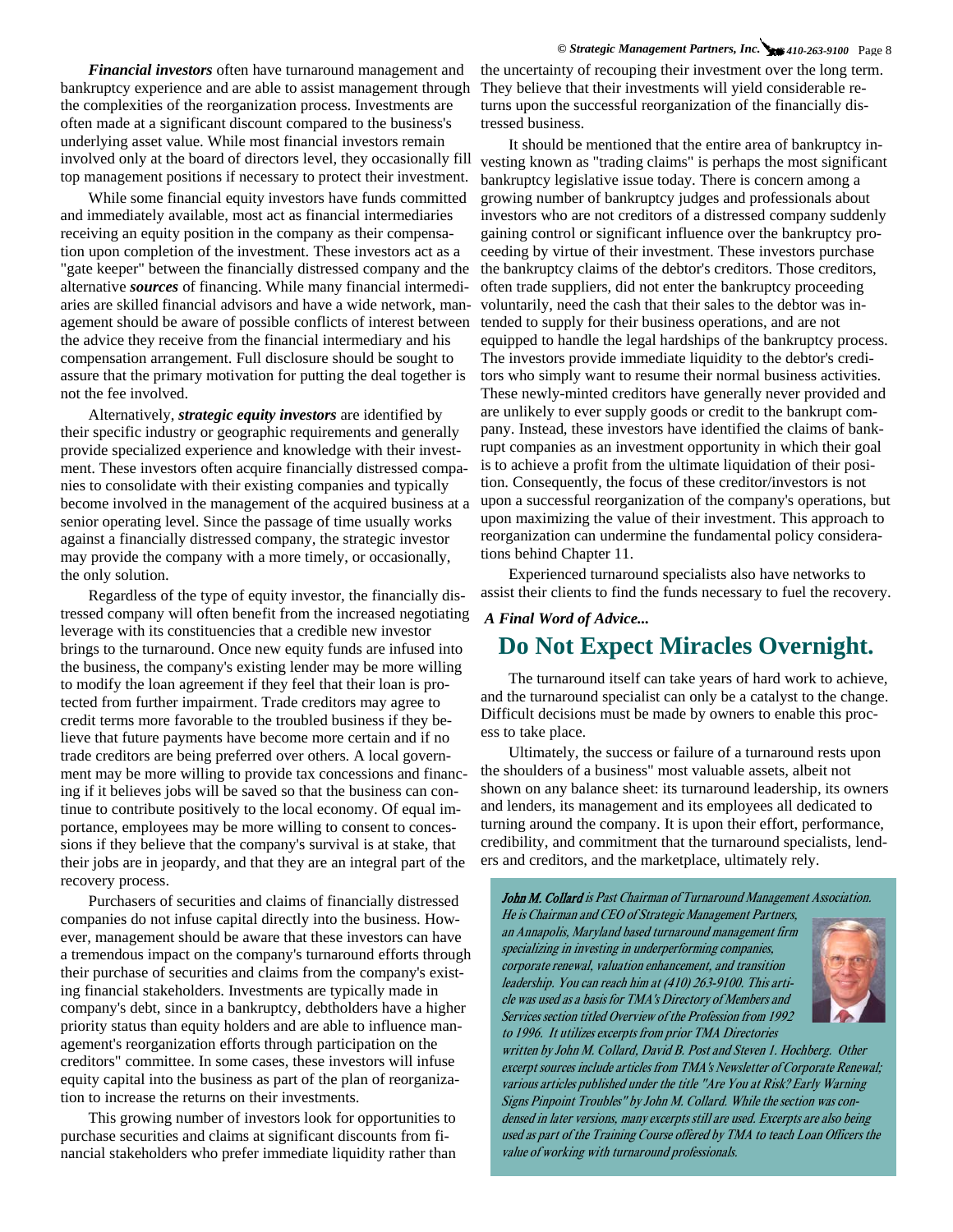***Financial investors*** often have turnaround management and bankruptcy experience and are able to assist management through the complexities of the reorganization process. Investments are often made at a significant discount compared to the business's underlying asset value. While most financial investors remain involved only at the board of directors level, they occasionally fill top management positions if necessary to protect their investment.

While some financial equity investors have funds committed and immediately available, most act as financial intermediaries receiving an equity position in the company as their compensation upon completion of the investment. These investors act as a "gate keeper" between the financially distressed company and the alternative ***sources*** of financing. While many financial intermediaries are skilled financial advisors and have a wide network, management should be aware of possible conflicts of interest between the advice they receive from the financial intermediary and his compensation arrangement. Full disclosure should be sought to assure that the primary motivation for putting the deal together is not the fee involved.

Alternatively, ***strategic equity investors*** are identified by their specific industry or geographic requirements and generally provide specialized experience and knowledge with their investment. These investors often acquire financially distressed companies to consolidate with their existing companies and typically become involved in the management of the acquired business at a senior operating level. Since the passage of time usually works against a financially distressed company, the strategic investor may provide the company with a more timely, or occasionally, the only solution.

Regardless of the type of equity investor, the financially distressed company will often benefit from the increased negotiating leverage with its constituencies that a credible new investor brings to the turnaround. Once new equity funds are infused into the business, the company's existing lender may be more willing to modify the loan agreement if they feel that their loan is protected from further impairment. Trade creditors may agree to credit terms more favorable to the troubled business if they believe that future payments have become more certain and if no trade creditors are being preferred over others. A local government may be more willing to provide tax concessions and financing if it believes jobs will be saved so that the business can continue to contribute positively to the local economy. Of equal importance, employees may be more willing to consent to concessions if they believe that the company's survival is at stake, that their jobs are in jeopardy, and that they are an integral part of the recovery process.

Purchasers of securities and claims of financially distressed companies do not infuse capital directly into the business. However, management should be aware that these investors can have a tremendous impact on the company's turnaround efforts through their purchase of securities and claims from the company's existing financial stakeholders. Investments are typically made in company's debt, since in a bankruptcy, debtholders have a higher priority status than equity holders and are able to influence management's reorganization efforts through participation on the creditors" committee. In some cases, these investors will infuse equity capital into the business as part of the plan of reorganization to increase the returns on their investments.

This growing number of investors look for opportunities to purchase securities and claims at significant discounts from financial stakeholders who prefer immediate liquidity rather than the uncertainty of recouping their investment over the long term. They believe that their investments will yield considerable returns upon the successful reorganization of the financially distressed business.

It should be mentioned that the entire area of bankruptcy investing known as "trading claims" is perhaps the most significant bankruptcy legislative issue today. There is concern among a growing number of bankruptcy judges and professionals about investors who are not creditors of a distressed company suddenly gaining control or significant influence over the bankruptcy proceeding by virtue of their investment. These investors purchase the bankruptcy claims of the debtor's creditors. Those creditors, often trade suppliers, did not enter the bankruptcy proceeding voluntarily, need the cash that their sales to the debtor was intended to supply for their business operations, and are not equipped to handle the legal hardships of the bankruptcy process. The investors provide immediate liquidity to the debtor's creditors who simply want to resume their normal business activities. These newly-minted creditors have generally never provided and are unlikely to ever supply goods or credit to the bankrupt company. Instead, these investors have identified the claims of bankrupt companies as an investment opportunity in which their goal is to achieve a profit from the ultimate liquidation of their position. Consequently, the focus of these creditor/investors is not upon a successful reorganization of the company's operations, but upon maximizing the value of their investment. This approach to reorganization can undermine the fundamental policy considerations behind Chapter 11.

Experienced turnaround specialists also have networks to assist their clients to find the funds necessary to fuel the recovery.

***A Final Word of Advice...***

## Do Not Expect Miracles Overnight.

The turnaround itself can take years of hard work to achieve, and the turnaround specialist can only be a catalyst to the change. Difficult decisions must be made by owners to enable this process to take place.

Ultimately, the success or failure of a turnaround rests upon the shoulders of a business" most valuable assets, albeit not shown on any balance sheet: its turnaround leadership, its owners and lenders, its management and its employees all dedicated to turning around the company. It is upon their effort, performance, credibility, and commitment that the turnaround specialists, lenders and creditors, and the marketplace, ultimately rely.

***John M. Collard** is Past Chairman of Turnaround Management Association. He is Chairman and CEO of Strategic Management Partners, an Annapolis, Maryland based turnaround management firm specializing in investing in underperforming companies, corporate renewal, valuation enhancement, and transition leadership. You can reach him at (410) 263-9100. This article was used as a basis for TMA's Directory of Members and Services section titled Overview of the Profession from 1992 to 1996. It utilizes excerpts from prior TMA Directories written by John M. Collard, David B. Post and Steven 1. Hochberg. Other excerpt sources include articles from TMA's Newsletter of Corporate Renewal; various articles published under the title "Are You at Risk? Early Warning Signs Pinpoint Troubles" by John M. Collard. While the section was condensed in later versions, many excerpts still are used. Excerpts are also being used as part of the Training Course offered by TMA to teach Loan Officers the value of working with turnaround professionals.*